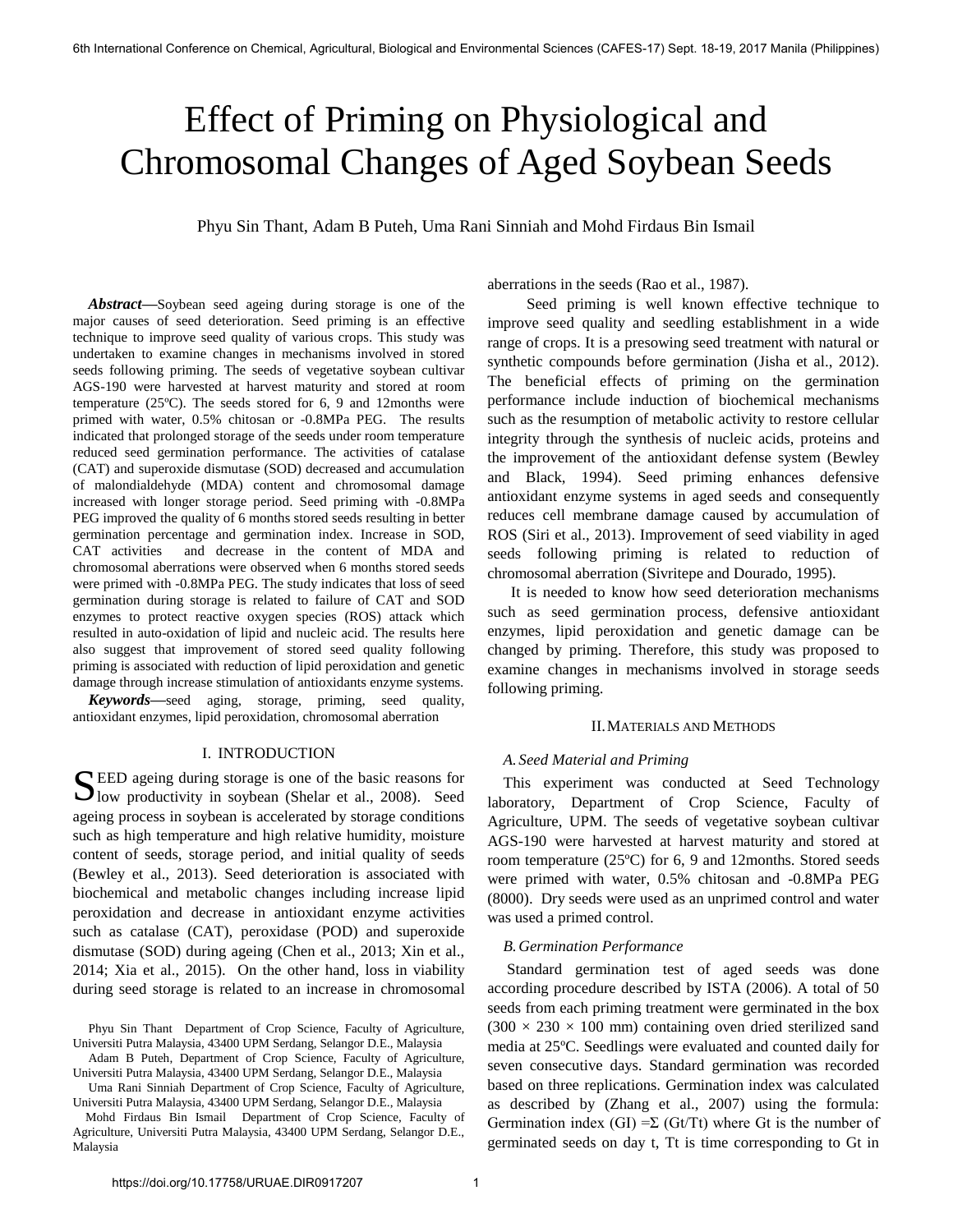# Effect of Priming on Physiological and Chromosomal Changes of Aged Soybean Seeds

Phyu Sin Thant, Adam B Puteh, Uma Rani Sinniah and Mohd Firdaus Bin Ismail

***Abstract*****—**Soybean seed ageing during storage is one of the major causes of seed deterioration. Seed priming is an effective technique to improve seed quality of various crops. This study was undertaken to examine changes in mechanisms involved in stored seeds following priming. The seeds of vegetative soybean cultivar AGS-190 were harvested at harvest maturity and stored at room temperature (25ºC). The seeds stored for 6, 9 and 12months were primed with water, 0.5% chitosan or -0.8MPa PEG. The results indicated that prolonged storage of the seeds under room temperature reduced seed germination performance. The activities of catalase (CAT) and superoxide dismutase (SOD) decreased and accumulation of malondialdehyde (MDA) content and chromosomal damage increased with longer storage period. Seed priming with -0.8MPa PEG improved the quality of 6 months stored seeds resulting in better germination percentage and germination index. Increase in SOD, CAT activities and decrease in the content of MDA and chromosomal aberrations were observed when 6 months stored seeds were primed with -0.8MPa PEG. The study indicates that loss of seed germination during storage is related to failure of CAT and SOD enzymes to protect reactive oxygen species (ROS) attack which resulted in auto-oxidation of lipid and nucleic acid. The results here also suggest that improvement of stored seed quality following priming is associated with reduction of lipid peroxidation and genetic damage through increase stimulation of antioxidants enzyme systems.

***Keywords*****—**seed aging, storage, priming, seed quality, antioxidant enzymes, lipid peroxidation, chromosomal aberration

## I. INTRODUCTION

SEED ageing during storage is one of the basic reasons for low productivity in soybean (Shelar et al., 2008). Seed ageing process in soybean is accelerated by storage conditions such as high temperature and high relative humidity, moisture content of seeds, storage period, and initial quality of seeds (Bewley et al., 2013). Seed deterioration is associated with biochemical and metabolic changes including increase lipid peroxidation and decrease in antioxidant enzyme activities such as catalase (CAT), peroxidase (POD) and superoxide dismutase (SOD) during ageing (Chen et al., 2013; Xin et al., 2014; Xia et al., 2015). On the other hand, loss in viability during seed storage is related to an increase in chromosomal aberrations in the seeds (Rao et al., 1987).

Seed priming is well known effective technique to improve seed quality and seedling establishment in a wide range of crops. It is a presowing seed treatment with natural or synthetic compounds before germination (Jisha et al., 2012). The beneficial effects of priming on the germination performance include induction of biochemical mechanisms such as the resumption of metabolic activity to restore cellular integrity through the synthesis of nucleic acids, proteins and the improvement of the antioxidant defense system (Bewley and Black, 1994). Seed priming enhances defensive antioxidant enzyme systems in aged seeds and consequently reduces cell membrane damage caused by accumulation of ROS (Siri et al., 2013). Improvement of seed viability in aged seeds following priming is related to reduction of chromosomal aberration (Sivritepe and Dourado, 1995).

It is needed to know how seed deterioration mechanisms such as seed germination process, defensive antioxidant enzymes, lipid peroxidation and genetic damage can be changed by priming. Therefore, this study was proposed to examine changes in mechanisms involved in storage seeds following priming.

## II. Materials and Methods

### A. Seed Material and Priming

This experiment was conducted at Seed Technology laboratory, Department of Crop Science, Faculty of Agriculture, UPM. The seeds of vegetative soybean cultivar AGS-190 were harvested at harvest maturity and stored at room temperature (25ºC) for 6, 9 and 12months. Stored seeds were primed with water, 0.5% chitosan and -0.8MPa PEG (8000). Dry seeds were used as an unprimed control and water was used a primed control.

### B. Germination Performance

Standard germination test of aged seeds was done according procedure described by ISTA (2006). A total of 50 seeds from each priming treatment were germinated in the box (300 × 230 × 100 mm) containing oven dried sterilized sand media at 25ºC. Seedlings were evaluated and counted daily for seven consecutive days. Standard germination was recorded based on three replications. Germination index was calculated as described by (Zhang et al., 2007) using the formula: Germination index (GI) $= \Sigma\ (G_t/T_t)$ where $G_t$ is the number of germinated seeds on day t, $T_t$ is time corresponding to $G_t$ in

Phyu Sin Thant Department of Crop Science, Faculty of Agriculture, Universiti Putra Malaysia, 43400 UPM Serdang, Selangor D.E., Malaysia

Adam B Puteh, Department of Crop Science, Faculty of Agriculture, Universiti Putra Malaysia, 43400 UPM Serdang, Selangor D.E., Malaysia

Uma Rani Sinniah Department of Crop Science, Faculty of Agriculture, Universiti Putra Malaysia, 43400 UPM Serdang, Selangor D.E., Malaysia

Mohd Firdaus Bin Ismail Department of Crop Science, Faculty of Agriculture, Universiti Putra Malaysia, 43400 UPM Serdang, Selangor D.E., Malaysia

https://doi.org/10.17758/URUAE.DIR0917207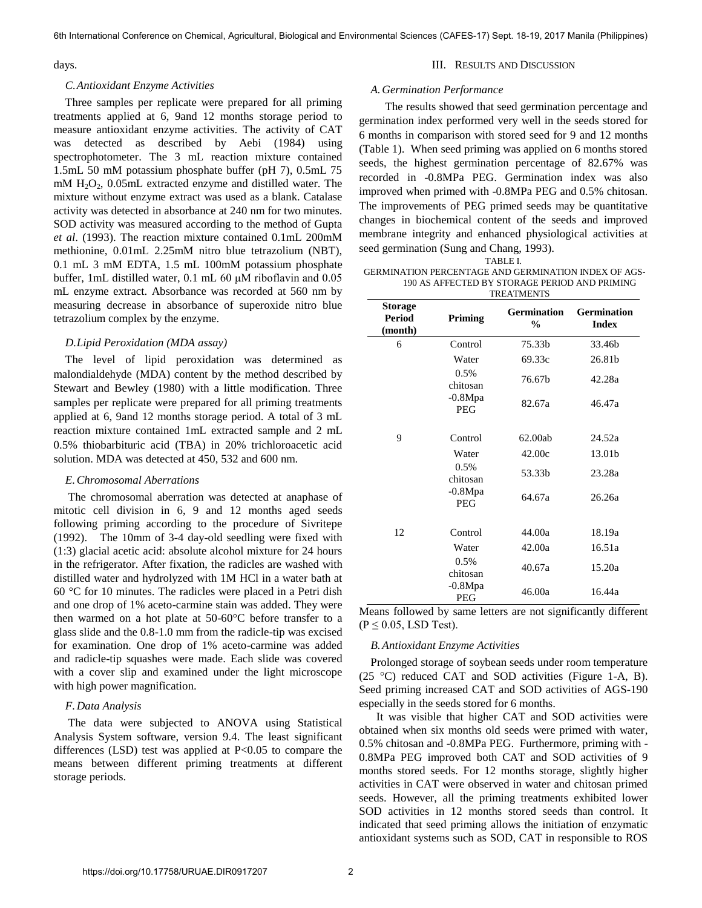days.

### C. Antioxidant Enzyme Activities

Three samples per replicate were prepared for all priming treatments applied at 6, 9and 12 months storage period to measure antioxidant enzyme activities. The activity of CAT was detected as described by Aebi (1984) using spectrophotometer. The 3 mL reaction mixture contained 1.5mL 50 mM potassium phosphate buffer (pH 7), 0.5mL 75 mM $H_2O_2$, 0.05mL extracted enzyme and distilled water. The mixture without enzyme extract was used as a blank. Catalase activity was detected in absorbance at 240 nm for two minutes. SOD activity was measured according to the method of Gupta *et al*. (1993). The reaction mixture contained 0.1mL 200mM methionine, 0.01mL 2.25mM nitro blue tetrazolium (NBT), 0.1 mL 3 mM EDTA, 1.5 mL 100mM potassium phosphate buffer, 1mL distilled water, 0.1 mL 60 µM riboflavin and 0.05 mL enzyme extract. Absorbance was recorded at 560 nm by measuring decrease in absorbance of superoxide nitro blue tetrazolium complex by the enzyme.

### D. Lipid Peroxidation (MDA assay)

The level of lipid peroxidation was determined as malondialdehyde (MDA) content by the method described by Stewart and Bewley (1980) with a little modification. Three samples per replicate were prepared for all priming treatments applied at 6, 9and 12 months storage period. A total of 3 mL reaction mixture contained 1mL extracted sample and 2 mL 0.5% thiobarbituric acid (TBA) in 20% trichloroacetic acid solution. MDA was detected at 450, 532 and 600 nm.

### E. Chromosomal Aberrations

The chromosomal aberration was detected at anaphase of mitotic cell division in 6, 9 and 12 months aged seeds following priming according to the procedure of Sivritepe (1992). The 10mm of 3-4 day-old seedling were fixed with (1:3) glacial acetic acid: absolute alcohol mixture for 24 hours in the refrigerator. After fixation, the radicles are washed with distilled water and hydrolyzed with 1M HCl in a water bath at 60 °C for 10 minutes. The radicles were placed in a Petri dish and one drop of 1% aceto-carmine stain was added. They were then warmed on a hot plate at 50-60°C before transfer to a glass slide and the 0.8-1.0 mm from the radicle-tip was excised for examination. One drop of 1% aceto-carmine was added and radicle-tip squashes were made. Each slide was covered with a cover slip and examined under the light microscope with high power magnification.

### F. Data Analysis

The data were subjected to ANOVA using Statistical Analysis System software, version 9.4. The least significant differences (LSD) test was applied at $P<0.05$ to compare the means between different priming treatments at different storage periods.

## III. Results and Discussion

### A. Germination Performance

The results showed that seed germination percentage and germination index performed very well in the seeds stored for 6 months in comparison with stored seed for 9 and 12 months (Table 1). When seed priming was applied on 6 months stored seeds, the highest germination percentage of 82.67% was recorded in -0.8MPa PEG. Germination index was also improved when primed with -0.8MPa PEG and 0.5% chitosan. The improvements of PEG primed seeds may be quantitative changes in biochemical content of the seeds and improved membrane integrity and enhanced physiological activities at seed germination (Sung and Chang, 1993).

TABLE I.
GERMINATION PERCENTAGE AND GERMINATION INDEX OF AGS-190 AS AFFECTED BY STORAGE PERIOD AND PRIMING TREATMENTS

| Storage Period (month) | Priming | Germination % | Germination Index |
|---|---|---|---|
| 6 | Control | 75.33b | 33.46b |
| | Water | 69.33c | 26.81b |
| | 0.5% chitosan | 76.67b | 42.28a |
| | -0.8Mpa PEG | 82.67a | 46.47a |
| 9 | Control | 62.00ab | 24.52a |
| | Water | 42.00c | 13.01b |
| | 0.5% chitosan | 53.33b | 23.28a |
| | -0.8Mpa PEG | 64.67a | 26.26a |
| 12 | Control | 44.00a | 18.19a |
| | Water | 42.00a | 16.51a |
| | 0.5% chitosan | 40.67a | 15.20a |
| | -0.8Mpa PEG | 46.00a | 16.44a |

Means followed by same letters are not significantly different ($P \leq 0.05$, LSD Test).

### B. Antioxidant Enzyme Activities

Prolonged storage of soybean seeds under room temperature (25 °C) reduced CAT and SOD activities (Figure 1-A, B). Seed priming increased CAT and SOD activities of AGS-190 especially in the seeds stored for 6 months.

It was visible that higher CAT and SOD activities were obtained when six months old seeds were primed with water, 0.5% chitosan and -0.8MPa PEG. Furthermore, priming with -0.8MPa PEG improved both CAT and SOD activities of 9 months stored seeds. For 12 months storage, slightly higher activities in CAT were observed in water and chitosan primed seeds. However, all the priming treatments exhibited lower SOD activities in 12 months stored seeds than control. It indicated that seed priming allows the initiation of enzymatic antioxidant systems such as SOD, CAT in responsible to ROS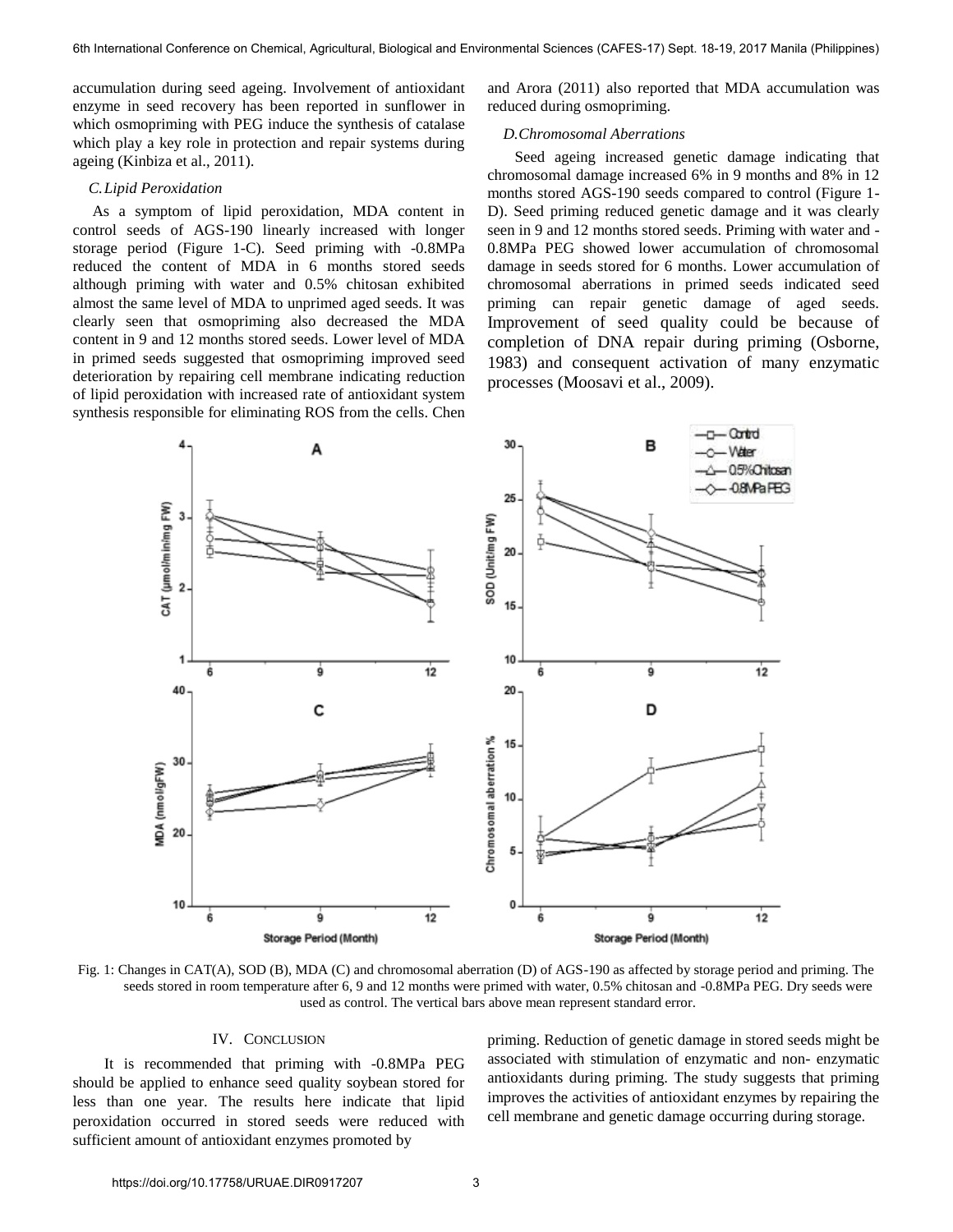accumulation during seed ageing. Involvement of antioxidant enzyme in seed recovery has been reported in sunflower in which osmopriming with PEG induce the synthesis of catalase which play a key role in protection and repair systems during ageing (Kinbiza et al., 2011).

### C. Lipid Peroxidation

As a symptom of lipid peroxidation, MDA content in control seeds of AGS-190 linearly increased with longer storage period (Figure 1-C). Seed priming with -0.8MPa reduced the content of MDA in 6 months stored seeds although priming with water and 0.5% chitosan exhibited almost the same level of MDA to unprimed aged seeds. It was clearly seen that osmopriming also decreased the MDA content in 9 and 12 months stored seeds. Lower level of MDA in primed seeds suggested that osmopriming improved seed deterioration by repairing cell membrane indicating reduction of lipid peroxidation with increased rate of antioxidant system synthesis responsible for eliminating ROS from the cells. Chen and Arora (2011) also reported that MDA accumulation was reduced during osmopriming.

### D. Chromosomal Aberrations

Seed ageing increased genetic damage indicating that chromosomal damage increased 6% in 9 months and 8% in 12 months stored AGS-190 seeds compared to control (Figure 1-D). Seed priming reduced genetic damage and it was clearly seen in 9 and 12 months stored seeds. Priming with water and -0.8MPa PEG showed lower accumulation of chromosomal damage in seeds stored for 6 months. Lower accumulation of chromosomal aberrations in primed seeds indicated seed priming can repair genetic damage of aged seeds. Improvement of seed quality could be because of completion of DNA repair during priming (Osborne, 1983) and consequent activation of many enzymatic processes (Moosavi et al., 2009).

Fig. 1: Changes in CAT(A), SOD (B), MDA (C) and chromosomal aberration (D) of AGS-190 as affected by storage period and priming. The seeds stored in room temperature after 6, 9 and 12 months were primed with water, 0.5% chitosan and -0.8MPa PEG. Dry seeds were used as control. The vertical bars above mean represent standard error.

## IV. Conclusion

It is recommended that priming with -0.8MPa PEG should be applied to enhance seed quality soybean stored for less than one year. The results here indicate that lipid peroxidation occurred in stored seeds were reduced with sufficient amount of antioxidant enzymes promoted by priming. Reduction of genetic damage in stored seeds might be associated with stimulation of enzymatic and non- enzymatic antioxidants during priming. The study suggests that priming improves the activities of antioxidant enzymes by repairing the cell membrane and genetic damage occurring during storage.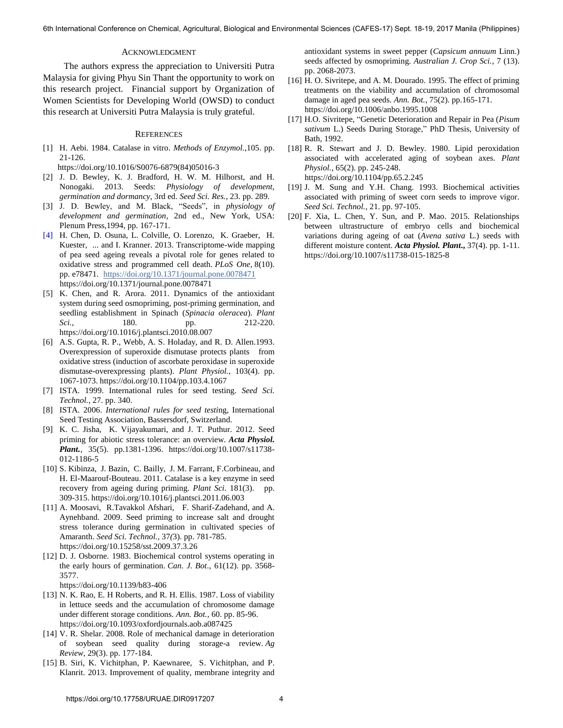## Acknowledgment

The authors express the appreciation to Universiti Putra Malaysia for giving Phyu Sin Thant the opportunity to work on this research project. Financial support by Organization of Women Scientists for Developing World (OWSD) to conduct this research at Universiti Putra Malaysia is truly grateful.

## References

[1] H. Aebi. 1984. Catalase in vitro. *Methods of Enzymol.*,105. pp. 21-126. https://doi.org/10.1016/S0076-6879(84)05016-3

[2] J. D. Bewley, K. J. Bradford, H. W. M. Hilhorst, and H. Nonogaki. 2013. Seeds: *Physiology of development, germination and dormancy*, 3rd ed. *Seed Sci. Res.*, 23. pp. 289.

[3] J. D. Bewley, and M. Black, "Seeds", in *physiology of development and germination*, 2nd ed., New York, USA: Plenum Press,1994, pp. 167-171.

[4] H. Chen, D. Osuna, L. Colville, O. Lorenzo, K. Graeber, H. Kuester, ... and I. Kranner. 2013. Transcriptome-wide mapping of pea seed ageing reveals a pivotal role for genes related to oxidative stress and programmed cell death. *PLoS One*, 8(10). pp. e78471. https://doi.org/10.1371/journal.pone.0078471 https://doi.org/10.1371/journal.pone.0078471

[5] K. Chen, and R. Arora. 2011. Dynamics of the antioxidant system during seed osmopriming, post-priming germination, and seedling establishment in Spinach (*Spinacia oleracea*). *Plant Sci.*, 180. pp. 212-220. https://doi.org/10.1016/j.plantsci.2010.08.007

[6] A.S. Gupta, R. P., Webb, A. S. Holaday, and R. D. Allen.1993. Overexpression of superoxide dismutase protects plants from oxidative stress (induction of ascorbate peroxidase in superoxide dismutase-overexpressing plants). *Plant Physiol.*, 103(4). pp. 1067-1073. https://doi.org/10.1104/pp.103.4.1067

[7] ISTA. 1999. International rules for seed testing. *Seed Sci. Technol.*, 27. pp. 340.

[8] ISTA. 2006. *International rules for seed testi*ng, International Seed Testing Association, Bassersdorf, Switzerland.

[9] K. C. Jisha, K. Vijayakumari, and J. T. Puthur. 2012. Seed priming for abiotic stress tolerance: an overview. ***Acta Physiol. Plant.***, 35(5). pp.1381-1396. https://doi.org/10.1007/s11738-012-1186-5

[10] S. Kibinza, J. Bazin, C. Bailly, J. M. Farrant, F.Corbineau, and H. El-Maarouf-Bouteau. 2011. Catalase is a key enzyme in seed recovery from ageing during priming. *Plant Sci*. 181(3). pp. 309-315. https://doi.org/10.1016/j.plantsci.2011.06.003

[11] A. Moosavi, R.Tavakkol Afshari, F. Sharif-Zadehand, and A. Aynehband. 2009. Seed priming to increase salt and drought stress tolerance during germination in cultivated species of Amaranth. *Seed Sci. Technol.*, 37(3). pp. 781-785. https://doi.org/10.15258/sst.2009.37.3.26

[12] D. J. Osborne. 1983. Biochemical control systems operating in the early hours of germination. *Can. J. Bot*., 61(12). pp. 3568-3577. https://doi.org/10.1139/b83-406

[13] N. K. Rao, E. H Roberts, and R. H. Ellis. 1987. Loss of viability in lettuce seeds and the accumulation of chromosome damage under different storage conditions. *Ann. Bot.*, 60. pp. 85-96. https://doi.org/10.1093/oxfordjournals.aob.a087425

[14] V. R. Shelar. 2008. Role of mechanical damage in deterioration of soybean seed quality during storage-a review. *Ag Review*, 29(3). pp. 177-184.

[15] B. Siri, K. Vichitphan, P. Kaewnaree, S. Vichitphan, and P. Klanrit. 2013. Improvement of quality, membrane integrity and antioxidant systems in sweet pepper (*Capsicum annuum* Linn.) seeds affected by osmopriming. *Australian J. Crop Sci.*, 7 (13). pp. 2068-2073.

[16] H. O. Sivritepe, and A. M. Dourado. 1995. The effect of priming treatments on the viability and accumulation of chromosomal damage in aged pea seeds. *Ann. Bot.*, 75(2). pp.165-171. https://doi.org/10.1006/anbo.1995.1008

[17] H.O. Sivritepe, "Genetic Deterioration and Repair in Pea (*Pisum sativum* L.) Seeds During Storage," PhD Thesis, University of Bath, 1992.

[18] R. R. Stewart and J. D. Bewley. 1980. Lipid peroxidation associated with accelerated aging of soybean axes. *Plant Physiol.*, 65(2). pp. 245-248. https://doi.org/10.1104/pp.65.2.245

[19] J. M. Sung and Y.H. Chang. 1993. Biochemical activities associated with priming of sweet corn seeds to improve vigor. *Seed Sci. Technol.*, 21. pp. 97-105.

[20] F. Xia, L. Chen, Y. Sun, and P. Mao. 2015. Relationships between ultrastructure of embryo cells and biochemical variations during ageing of oat (*Avena sativa* L.) seeds with different moisture content. ***Acta Physiol. Plant*.,** 37(4). pp. 1-11. https://doi.org/10.1007/s11738-015-1825-8